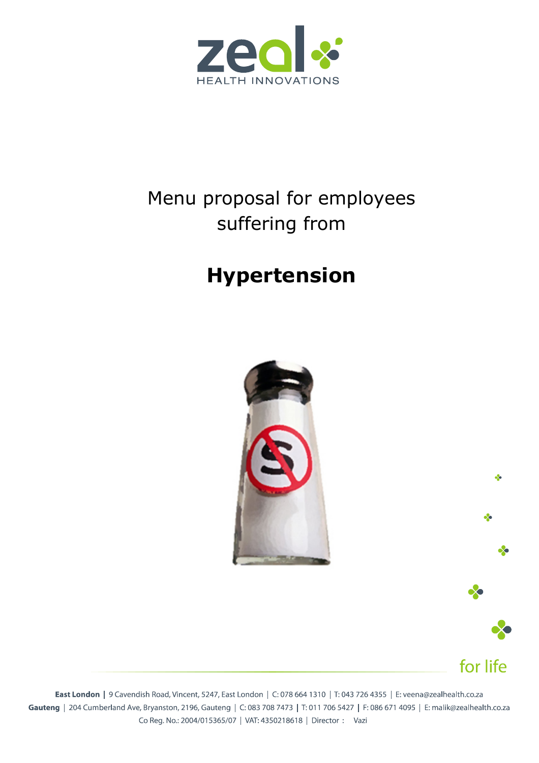zeal HEALTH INNOVATIONS

# Menu proposal for employees suffering from

# **Hypertension**

for life

**East London** | 9 Cavendish Road, Vincent, 5247, East London | C: 078 664 1310 | T: 043 726 4355 | E: veena@zealhealth.co.za
**Gauteng** | 204 Cumberland Ave, Bryanston, 2196, Gauteng | C: 083 708 7473 | T: 011 706 5427 | F: 086 671 4095 | E: malik@zealhealth.co.za
Co Reg. No.: 2004/015365/07 | VAT: 4350218618 | Director : Vazi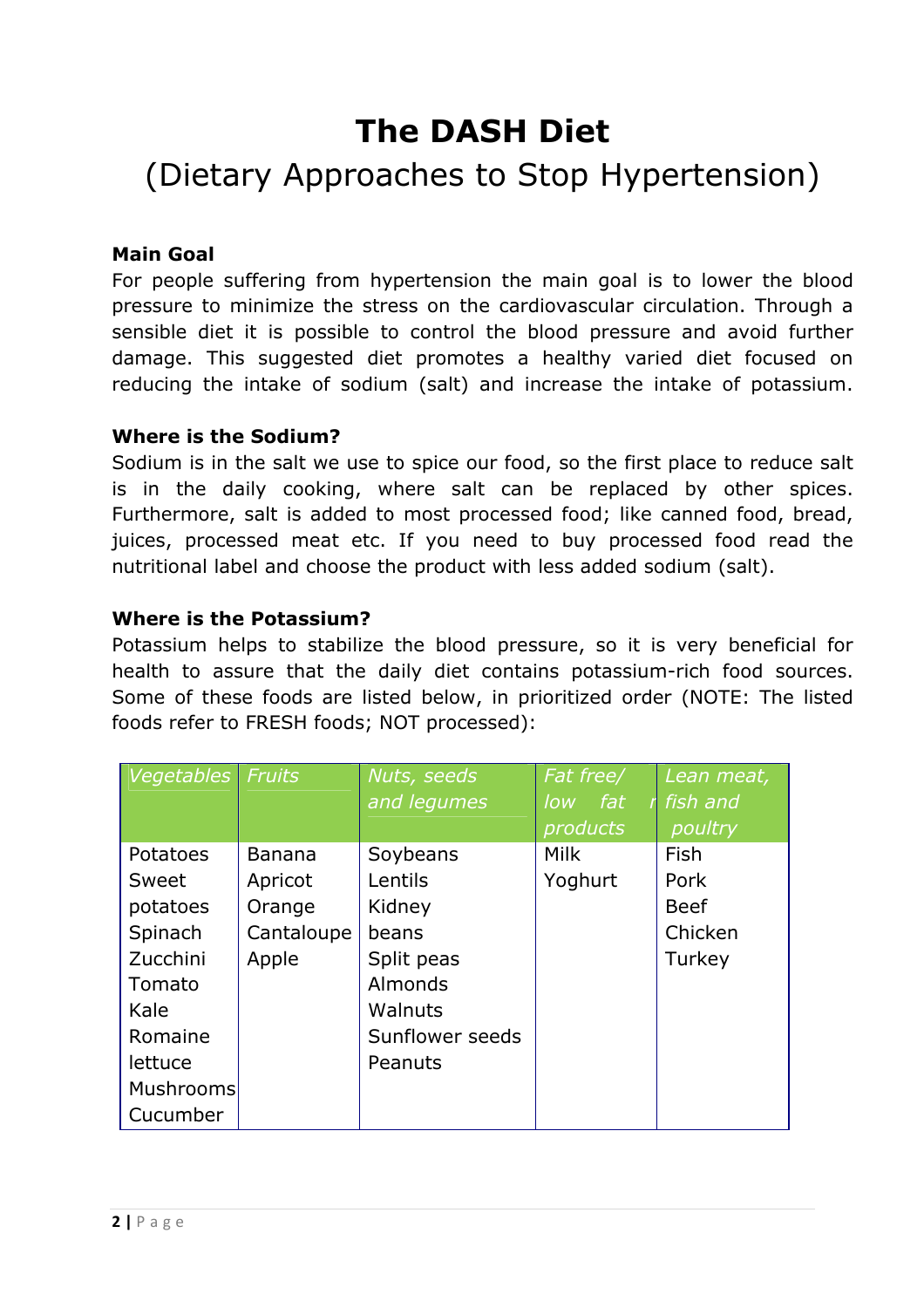# The DASH Diet

(Dietary Approaches to Stop Hypertension)

**Main Goal**

For people suffering from hypertension the main goal is to lower the blood pressure to minimize the stress on the cardiovascular circulation. Through a sensible diet it is possible to control the blood pressure and avoid further damage. This suggested diet promotes a healthy varied diet focused on reducing the intake of sodium (salt) and increase the intake of potassium.

**Where is the Sodium?**

Sodium is in the salt we use to spice our food, so the first place to reduce salt is in the daily cooking, where salt can be replaced by other spices. Furthermore, salt is added to most processed food; like canned food, bread, juices, processed meat etc. If you need to buy processed food read the nutritional label and choose the product with less added sodium (salt).

**Where is the Potassium?**

Potassium helps to stabilize the blood pressure, so it is very beneficial for health to assure that the daily diet contains potassium-rich food sources. Some of these foods are listed below, in prioritized order (NOTE: The listed foods refer to FRESH foods; NOT processed):

| *Vegetables* | *Fruits* | *Nuts, seeds and legumes* | *Fat free/ low fat products* | *Lean meat, fish and poultry* |
|---|---|---|---|---|
| Potatoes | Banana | Soybeans | Milk | Fish |
| Sweet potatoes | Apricot | Lentils | Yoghurt | Pork |
| Spinach | Orange | Kidney beans | | Beef |
| Zucchini | Cantaloupe | Split peas | | Chicken |
| Tomato | Apple | Almonds | | Turkey |
| Kale | | Walnuts | | |
| Romaine lettuce | | Sunflower seeds | | |
| Mushrooms | | Peanuts | | |
| Cucumber | | | | |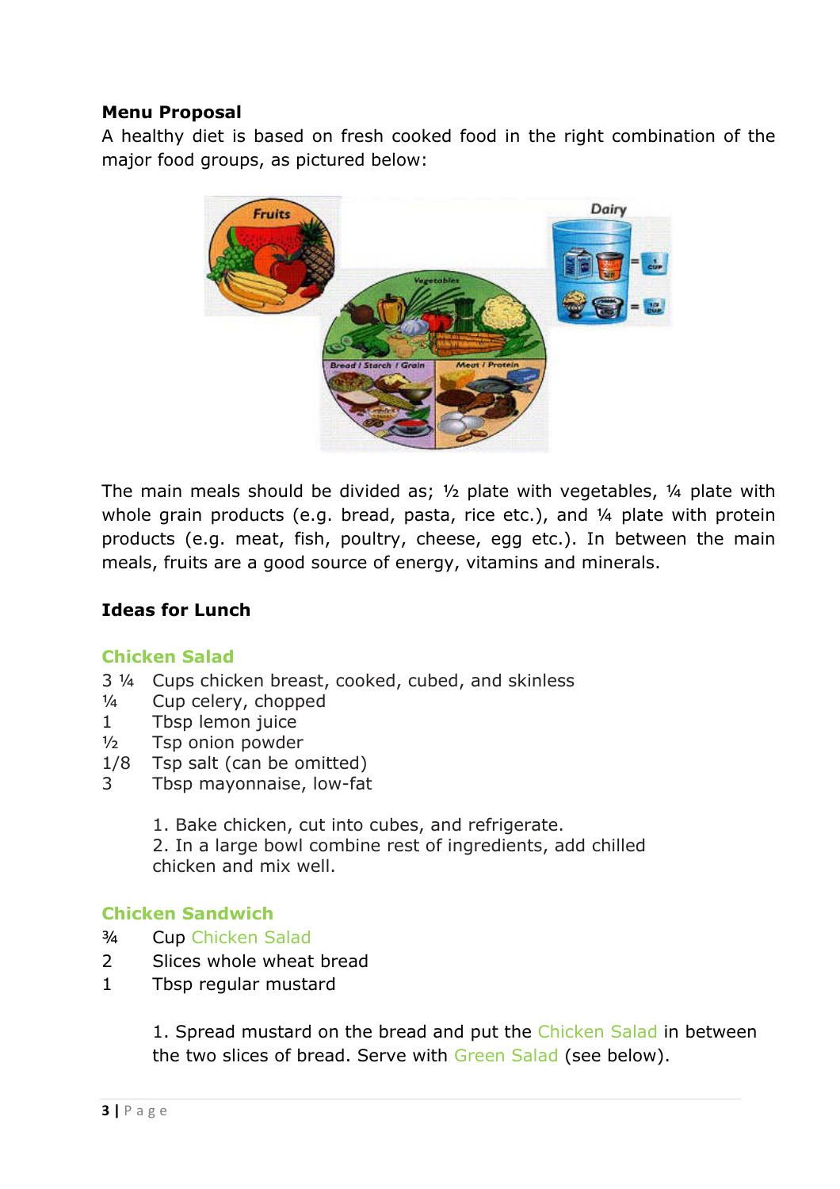## Menu Proposal

A healthy diet is based on fresh cooked food in the right combination of the major food groups, as pictured below:

The main meals should be divided as; ½ plate with vegetables, ¼ plate with whole grain products (e.g. bread, pasta, rice etc.), and ¼ plate with protein products (e.g. meat, fish, poultry, cheese, egg etc.). In between the main meals, fruits are a good source of energy, vitamins and minerals.

## Ideas for Lunch

### Chicken Salad

- 3 ¼ Cups chicken breast, cooked, cubed, and skinless
- ¼ Cup celery, chopped
- 1 Tbsp lemon juice
- ½ Tsp onion powder
- 1/8 Tsp salt (can be omitted)
- 3 Tbsp mayonnaise, low-fat

1. Bake chicken, cut into cubes, and refrigerate.
2. In a large bowl combine rest of ingredients, add chilled chicken and mix well.

### Chicken Sandwich

- ¾ Cup Chicken Salad
- 2 Slices whole wheat bread
- 1 Tbsp regular mustard

1. Spread mustard on the bread and put the Chicken Salad in between the two slices of bread. Serve with Green Salad (see below).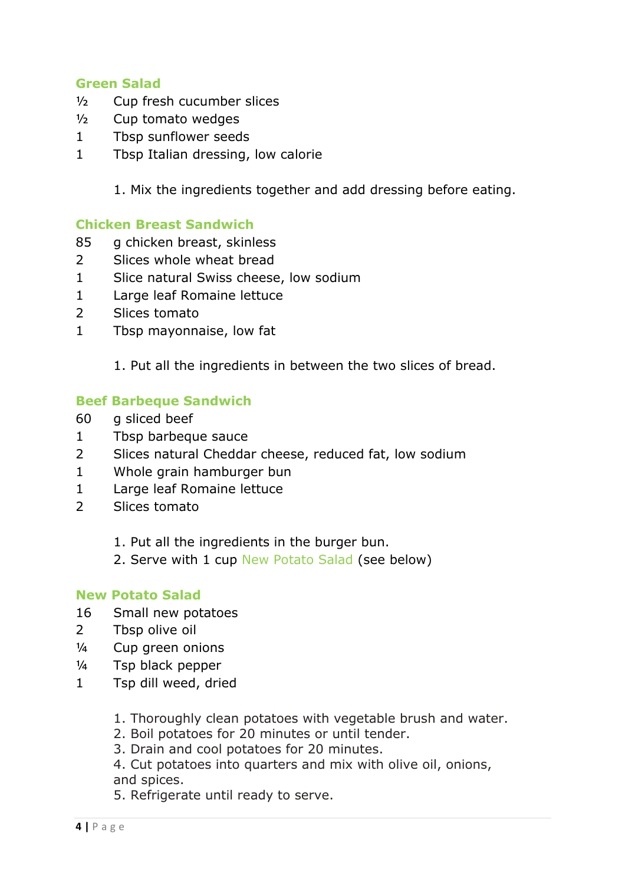### Green Salad

½ Cup fresh cucumber slices
½ Cup tomato wedges
1 Tbsp sunflower seeds
1 Tbsp Italian dressing, low calorie

1. Mix the ingredients together and add dressing before eating.

### Chicken Breast Sandwich

85 g chicken breast, skinless
2 Slices whole wheat bread
1 Slice natural Swiss cheese, low sodium
1 Large leaf Romaine lettuce
2 Slices tomato
1 Tbsp mayonnaise, low fat

1. Put all the ingredients in between the two slices of bread.

### Beef Barbeque Sandwich

60 g sliced beef
1 Tbsp barbeque sauce
2 Slices natural Cheddar cheese, reduced fat, low sodium
1 Whole grain hamburger bun
1 Large leaf Romaine lettuce
2 Slices tomato

1. Put all the ingredients in the burger bun.
2. Serve with 1 cup New Potato Salad (see below)

### New Potato Salad

16 Small new potatoes
2 Tbsp olive oil
¼ Cup green onions
¼ Tsp black pepper
1 Tsp dill weed, dried

1. Thoroughly clean potatoes with vegetable brush and water.
2. Boil potatoes for 20 minutes or until tender.
3. Drain and cool potatoes for 20 minutes.
4. Cut potatoes into quarters and mix with olive oil, onions, and spices.
5. Refrigerate until ready to serve.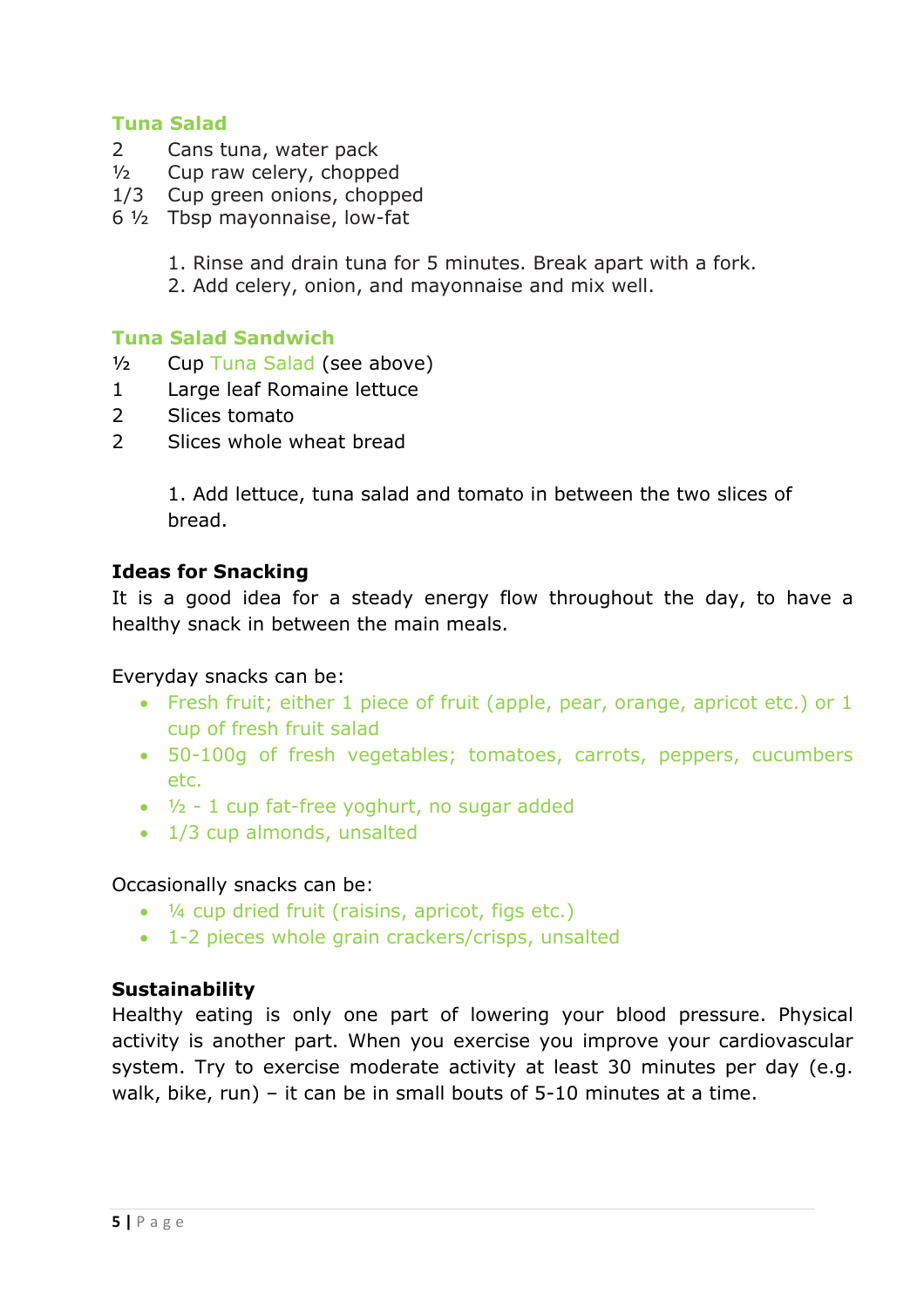### Tuna Salad

2 Cans tuna, water pack
½ Cup raw celery, chopped
1/3 Cup green onions, chopped
6 ½ Tbsp mayonnaise, low-fat

1. Rinse and drain tuna for 5 minutes. Break apart with a fork.
2. Add celery, onion, and mayonnaise and mix well.

### Tuna Salad Sandwich

½ Cup Tuna Salad (see above)
1 Large leaf Romaine lettuce
2 Slices tomato
2 Slices whole wheat bread

1. Add lettuce, tuna salad and tomato in between the two slices of bread.

**Ideas for Snacking**

It is a good idea for a steady energy flow throughout the day, to have a healthy snack in between the main meals.

Everyday snacks can be:

- Fresh fruit; either 1 piece of fruit (apple, pear, orange, apricot etc.) or 1 cup of fresh fruit salad
- 50-100g of fresh vegetables; tomatoes, carrots, peppers, cucumbers etc.
- ½ - 1 cup fat-free yoghurt, no sugar added
- 1/3 cup almonds, unsalted

Occasionally snacks can be:

- ¼ cup dried fruit (raisins, apricot, figs etc.)
- 1-2 pieces whole grain crackers/crisps, unsalted

**Sustainability**

Healthy eating is only one part of lowering your blood pressure. Physical activity is another part. When you exercise you improve your cardiovascular system. Try to exercise moderate activity at least 30 minutes per day (e.g. walk, bike, run) – it can be in small bouts of 5-10 minutes at a time.